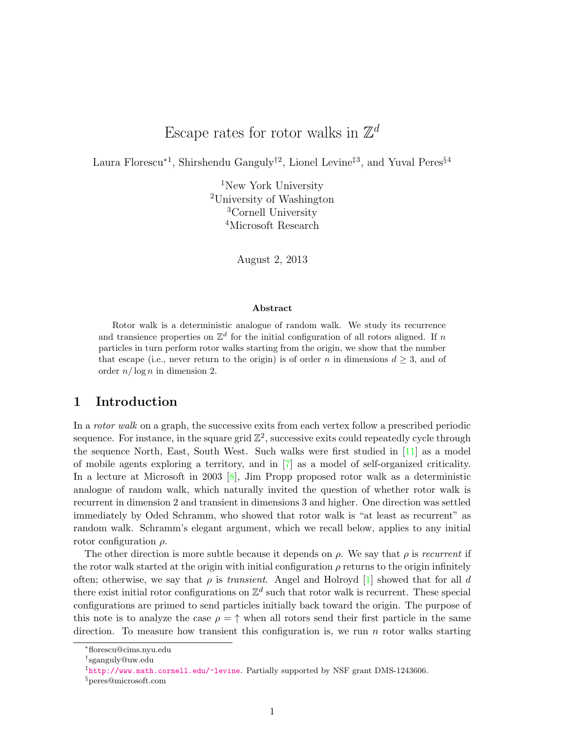# Escape rates for rotor walks in $\mathbb{Z}^d$

Laura Florescu*[1], Shirshendu Ganguly†[2], Lionel Levine‡[3], and Yuval Peres§[4]

[1]New York University
[2]University of Washington
[3]Cornell University
[4]Microsoft Research

August 2, 2013

**Abstract**

Rotor walk is a deterministic analogue of random walk. We study its recurrence and transience properties on $\mathbb{Z}^d$ for the initial configuration of all rotors aligned. If $n$ particles in turn perform rotor walks starting from the origin, we show that the number that escape (i.e., never return to the origin) is of order $n$ in dimensions $d \geq 3$, and of order $n/\log n$ in dimension 2.

## 1 Introduction

In a *rotor walk* on a graph, the successive exits from each vertex follow a prescribed periodic sequence. For instance, in the square grid $\mathbb{Z}^2$, successive exits could repeatedly cycle through the sequence North, East, South West. Such walks were first studied in [11] as a model of mobile agents exploring a territory, and in [7] as a model of self-organized criticality. In a lecture at Microsoft in 2003 [8], Jim Propp proposed rotor walk as a deterministic analogue of random walk, which naturally invited the question of whether rotor walk is recurrent in dimension 2 and transient in dimensions 3 and higher. One direction was settled immediately by Oded Schramm, who showed that rotor walk is "at least as recurrent" as random walk. Schramm's elegant argument, which we recall below, applies to any initial rotor configuration $\rho$.

The other direction is more subtle because it depends on $\rho$. We say that $\rho$ is *recurrent* if the rotor walk started at the origin with initial configuration $\rho$ returns to the origin infinitely often; otherwise, we say that $\rho$ is *transient*. Angel and Holroyd [1] showed that for all $d$ there exist initial rotor configurations on $\mathbb{Z}^d$ such that rotor walk is recurrent. These special configurations are primed to send particles initially back toward the origin. The purpose of this note is to analyze the case $\rho = \uparrow$ when all rotors send their first particle in the same direction. To measure how transient this configuration is, we run $n$ rotor walks starting

*florescu@cims.nyu.edu

†sganguly@uw.edu

‡http://www.math.cornell.edu/~levine. Partially supported by NSF grant DMS-1243606.

§peres@microsoft.com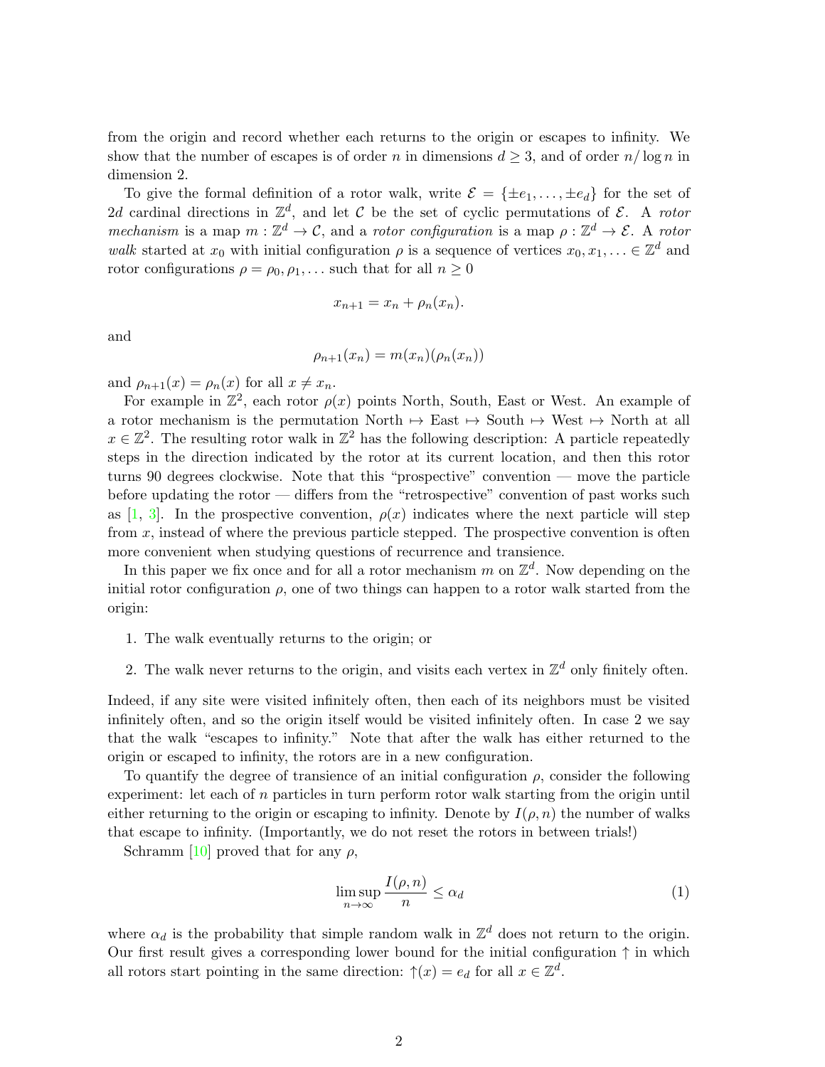from the origin and record whether each returns to the origin or escapes to infinity. We show that the number of escapes is of order $n$ in dimensions $d \geq 3$, and of order $n/\log n$ in dimension 2.

To give the formal definition of a rotor walk, write $\mathcal{E} = \{\pm e_1, \ldots, \pm e_d\}$ for the set of $2d$ cardinal directions in $\mathbb{Z}^d$, and let $\mathcal{C}$ be the set of cyclic permutations of $\mathcal{E}$. A *rotor mechanism* is a map $m : \mathbb{Z}^d \to \mathcal{C}$, and a *rotor configuration* is a map $\rho : \mathbb{Z}^d \to \mathcal{E}$. A *rotor walk* started at $x_0$ with initial configuration $\rho$ is a sequence of vertices $x_0, x_1, \ldots \in \mathbb{Z}^d$ and rotor configurations $\rho = \rho_0, \rho_1, \ldots$ such that for all $n \geq 0$

$$x_{n+1} = x_n + \rho_n(x_n).$$

and

$$\rho_{n+1}(x_n) = m(x_n)(\rho_n(x_n))$$

and $\rho_{n+1}(x) = \rho_n(x)$ for all $x \neq x_n$.

For example in $\mathbb{Z}^2$, each rotor $\rho(x)$ points North, South, East or West. An example of a rotor mechanism is the permutation North $\mapsto$ East $\mapsto$ South $\mapsto$ West $\mapsto$ North at all $x \in \mathbb{Z}^2$. The resulting rotor walk in $\mathbb{Z}^2$ has the following description: A particle repeatedly steps in the direction indicated by the rotor at its current location, and then this rotor turns 90 degrees clockwise. Note that this "prospective" convention — move the particle before updating the rotor — differs from the "retrospective" convention of past works such as [1, 3]. In the prospective convention, $\rho(x)$ indicates where the next particle will step from $x$, instead of where the previous particle stepped. The prospective convention is often more convenient when studying questions of recurrence and transience.

In this paper we fix once and for all a rotor mechanism $m$ on $\mathbb{Z}^d$. Now depending on the initial rotor configuration $\rho$, one of two things can happen to a rotor walk started from the origin:

1. The walk eventually returns to the origin; or
2. The walk never returns to the origin, and visits each vertex in $\mathbb{Z}^d$ only finitely often.

Indeed, if any site were visited infinitely often, then each of its neighbors must be visited infinitely often, and so the origin itself would be visited infinitely often. In case 2 we say that the walk "escapes to infinity." Note that after the walk has either returned to the origin or escaped to infinity, the rotors are in a new configuration.

To quantify the degree of transience of an initial configuration $\rho$, consider the following experiment: let each of $n$ particles in turn perform rotor walk starting from the origin until either returning to the origin or escaping to infinity. Denote by $I(\rho, n)$ the number of walks that escape to infinity. (Importantly, we do not reset the rotors in between trials!)

Schramm [10] proved that for any $\rho$,

$$\limsup_{n\to\infty} \frac{I(\rho, n)}{n} \leq \alpha_d \tag{1}$$

where $\alpha_d$ is the probability that simple random walk in $\mathbb{Z}^d$ does not return to the origin. Our first result gives a corresponding lower bound for the initial configuration $\uparrow$ in which all rotors start pointing in the same direction: $\uparrow(x) = e_d$ for all $x \in \mathbb{Z}^d$.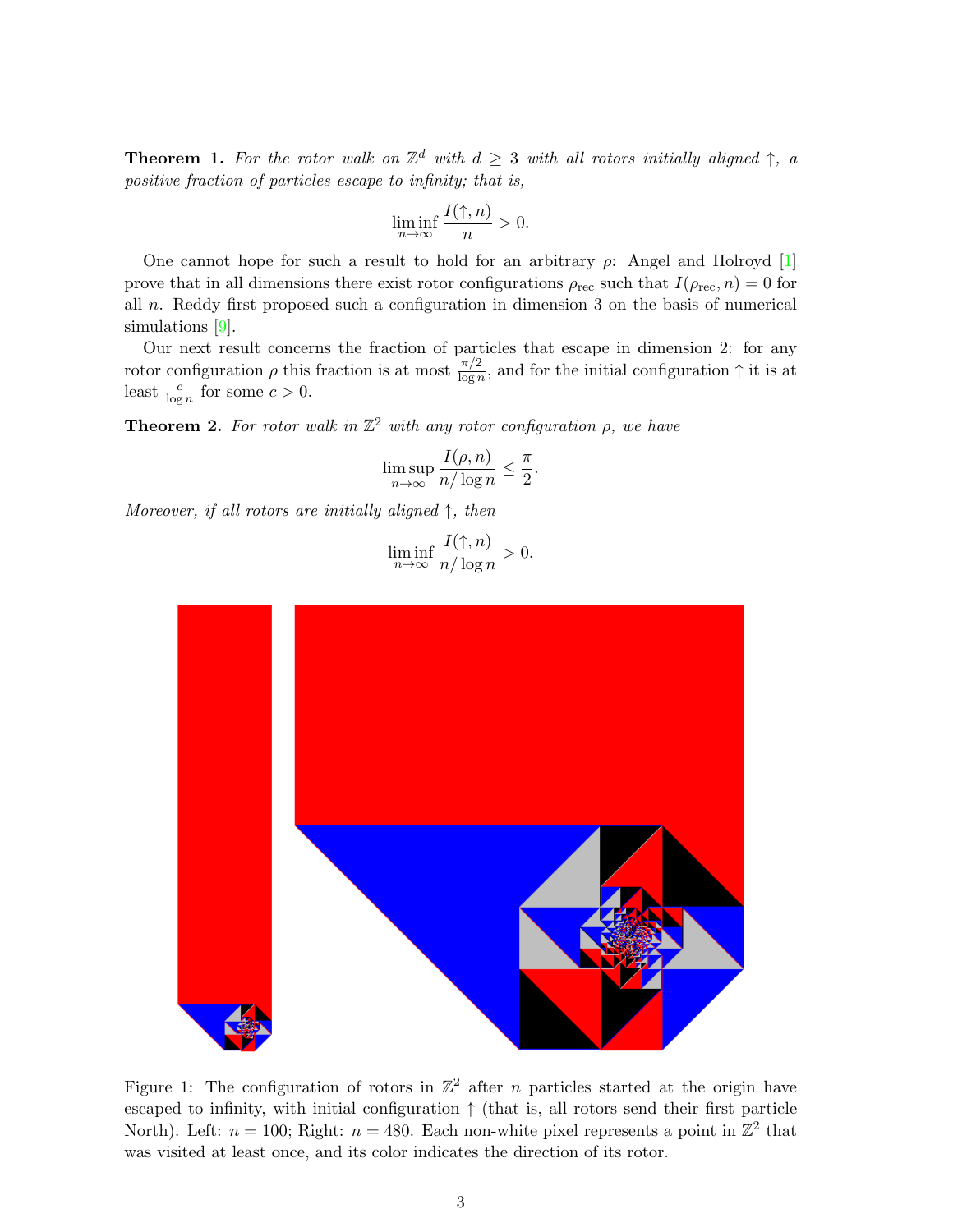**Theorem 1.** *For the rotor walk on $\mathbb{Z}^d$ with $d \geq 3$ with all rotors initially aligned $\uparrow$, a positive fraction of particles escape to infinity; that is,*

$$\liminf_{n \to \infty} \frac{I(\uparrow, n)}{n} > 0.$$

One cannot hope for such a result to hold for an arbitrary $\rho$: Angel and Holroyd [1] prove that in all dimensions there exist rotor configurations $\rho_{\text{rec}}$ such that $I(\rho_{\text{rec}}, n) = 0$ for all $n$. Reddy first proposed such a configuration in dimension 3 on the basis of numerical simulations [9].

Our next result concerns the fraction of particles that escape in dimension 2: for any rotor configuration $\rho$ this fraction is at most $\frac{\pi/2}{\log n}$, and for the initial configuration $\uparrow$ it is at least $\frac{c}{\log n}$ for some $c > 0$.

**Theorem 2.** *For rotor walk in $\mathbb{Z}^2$ with any rotor configuration $\rho$, we have*

$$\limsup_{n \to \infty} \frac{I(\rho, n)}{n / \log n} \leq \frac{\pi}{2}.$$

*Moreover, if all rotors are initially aligned $\uparrow$, then*

$$\liminf_{n \to \infty} \frac{I(\uparrow, n)}{n / \log n} > 0.$$

Figure 1: The configuration of rotors in $\mathbb{Z}^2$ after $n$ particles started at the origin have escaped to infinity, with initial configuration $\uparrow$ (that is, all rotors send their first particle North). Left: $n = 100$; Right: $n = 480$. Each non-white pixel represents a point in $\mathbb{Z}^2$ that was visited at least once, and its color indicates the direction of its rotor.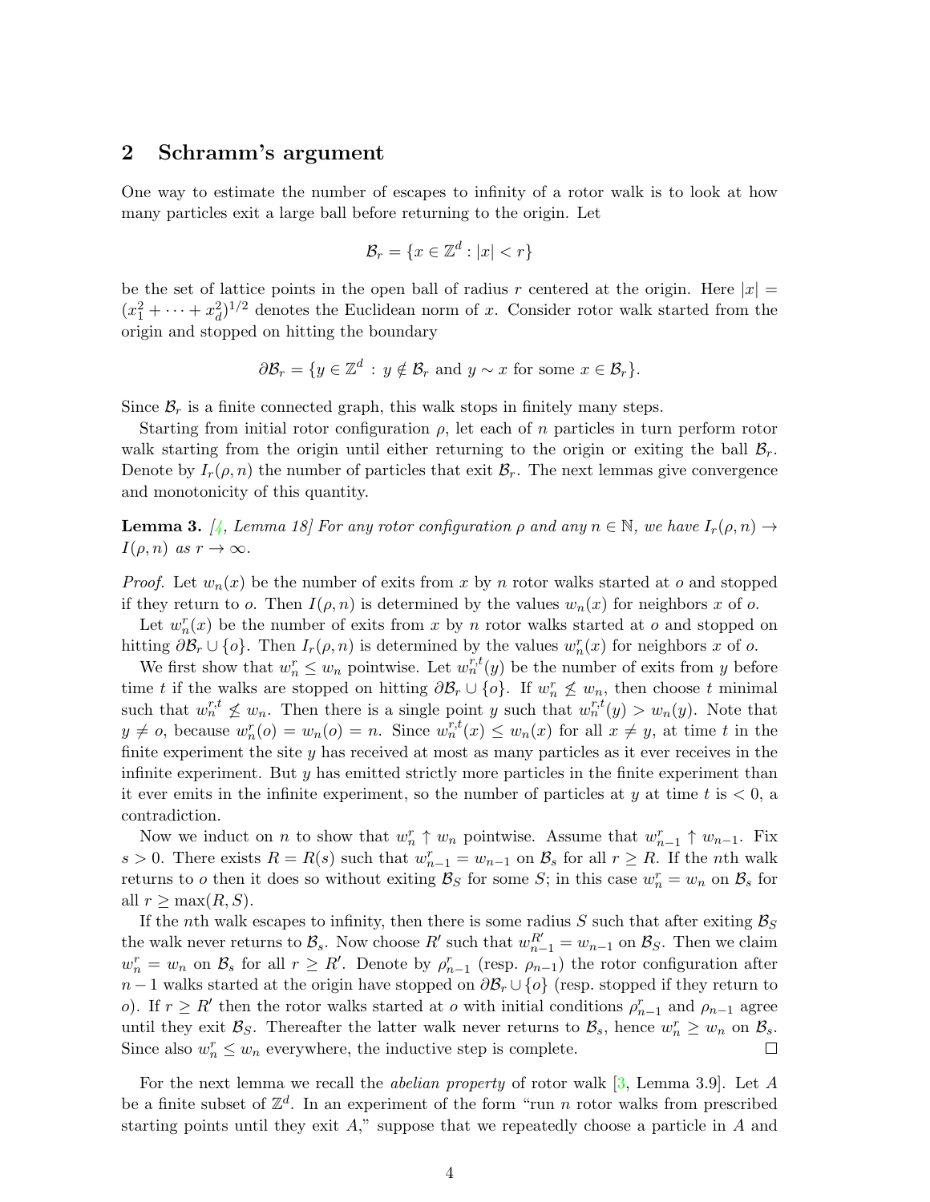## 2 Schramm's argument

One way to estimate the number of escapes to infinity of a rotor walk is to look at how many particles exit a large ball before returning to the origin. Let

$$\mathcal{B}_r = \{x \in \mathbb{Z}^d : |x| < r\}$$

be the set of lattice points in the open ball of radius $r$ centered at the origin. Here $|x| = (x_1^2 + \cdots + x_d^2)^{1/2}$ denotes the Euclidean norm of $x$. Consider rotor walk started from the origin and stopped on hitting the boundary

$$\partial\mathcal{B}_r = \{y \in \mathbb{Z}^d : y \notin \mathcal{B}_r \text{ and } y \sim x \text{ for some } x \in \mathcal{B}_r\}.$$

Since $\mathcal{B}_r$ is a finite connected graph, this walk stops in finitely many steps.

Starting from initial rotor configuration $\rho$, let each of $n$ particles in turn perform rotor walk starting from the origin until either returning to the origin or exiting the ball $\mathcal{B}_r$. Denote by $I_r(\rho, n)$ the number of particles that exit $\mathcal{B}_r$. The next lemmas give convergence and monotonicity of this quantity.

**Lemma 3.** *[4, Lemma 18] For any rotor configuration $\rho$ and any $n \in \mathbb{N}$, we have $I_r(\rho, n) \to I(\rho, n)$ as $r \to \infty$.*

*Proof.* Let $w_n(x)$ be the number of exits from $x$ by $n$ rotor walks started at $o$ and stopped if they return to $o$. Then $I(\rho, n)$ is determined by the values $w_n(x)$ for neighbors $x$ of $o$.

Let $w_n^r(x)$ be the number of exits from $x$ by $n$ rotor walks started at $o$ and stopped on hitting $\partial\mathcal{B}_r \cup \{o\}$. Then $I_r(\rho, n)$ is determined by the values $w_n^r(x)$ for neighbors $x$ of $o$.

We first show that $w_n^r \leq w_n$ pointwise. Let $w_n^{r,t}(y)$ be the number of exits from $y$ before time $t$ if the walks are stopped on hitting $\partial\mathcal{B}_r \cup \{o\}$. If $w_n^r \not\leq w_n$, then choose $t$ minimal such that $w_n^{r,t} \not\leq w_n$. Then there is a single point $y$ such that $w_n^{r,t}(y) > w_n(y)$. Note that $y \neq o$, because $w_n^r(o) = w_n(o) = n$. Since $w_n^{r,t}(x) \leq w_n(x)$ for all $x \neq y$, at time $t$ in the finite experiment the site $y$ has received at most as many particles as it ever receives in the infinite experiment. But $y$ has emitted strictly more particles in the finite experiment than it ever emits in the infinite experiment, so the number of particles at $y$ at time $t$ is $< 0$, a contradiction.

Now we induct on $n$ to show that $w_n^r \uparrow w_n$ pointwise. Assume that $w_{n-1}^r \uparrow w_{n-1}$. Fix $s > 0$. There exists $R = R(s)$ such that $w_{n-1}^r = w_{n-1}$ on $\mathcal{B}_s$ for all $r \geq R$. If the $n$th walk returns to $o$ then it does so without exiting $\mathcal{B}_S$ for some $S$; in this case $w_n^r = w_n$ on $\mathcal{B}_s$ for all $r \geq \max(R, S)$.

If the $n$th walk escapes to infinity, then there is some radius $S$ such that after exiting $\mathcal{B}_S$ the walk never returns to $\mathcal{B}_s$. Now choose $R'$ such that $w_{n-1}^{R'} = w_{n-1}$ on $\mathcal{B}_S$. Then we claim $w_n^r = w_n$ on $\mathcal{B}_s$ for all $r \geq R'$. Denote by $\rho_{n-1}^r$ (resp. $\rho_{n-1}$) the rotor configuration after $n-1$ walks started at the origin have stopped on $\partial\mathcal{B}_r \cup \{o\}$ (resp. stopped if they return to $o$). If $r \geq R'$ then the rotor walks started at $o$ with initial conditions $\rho_{n-1}^r$ and $\rho_{n-1}$ agree until they exit $\mathcal{B}_S$. Thereafter the latter walk never returns to $\mathcal{B}_s$, hence $w_n^r \geq w_n$ on $\mathcal{B}_s$. Since also $w_n^r \leq w_n$ everywhere, the inductive step is complete. ∎

For the next lemma we recall the *abelian property* of rotor walk [3, Lemma 3.9]. Let $A$ be a finite subset of $\mathbb{Z}^d$. In an experiment of the form "run $n$ rotor walks from prescribed starting points until they exit $A$," suppose that we repeatedly choose a particle in $A$ and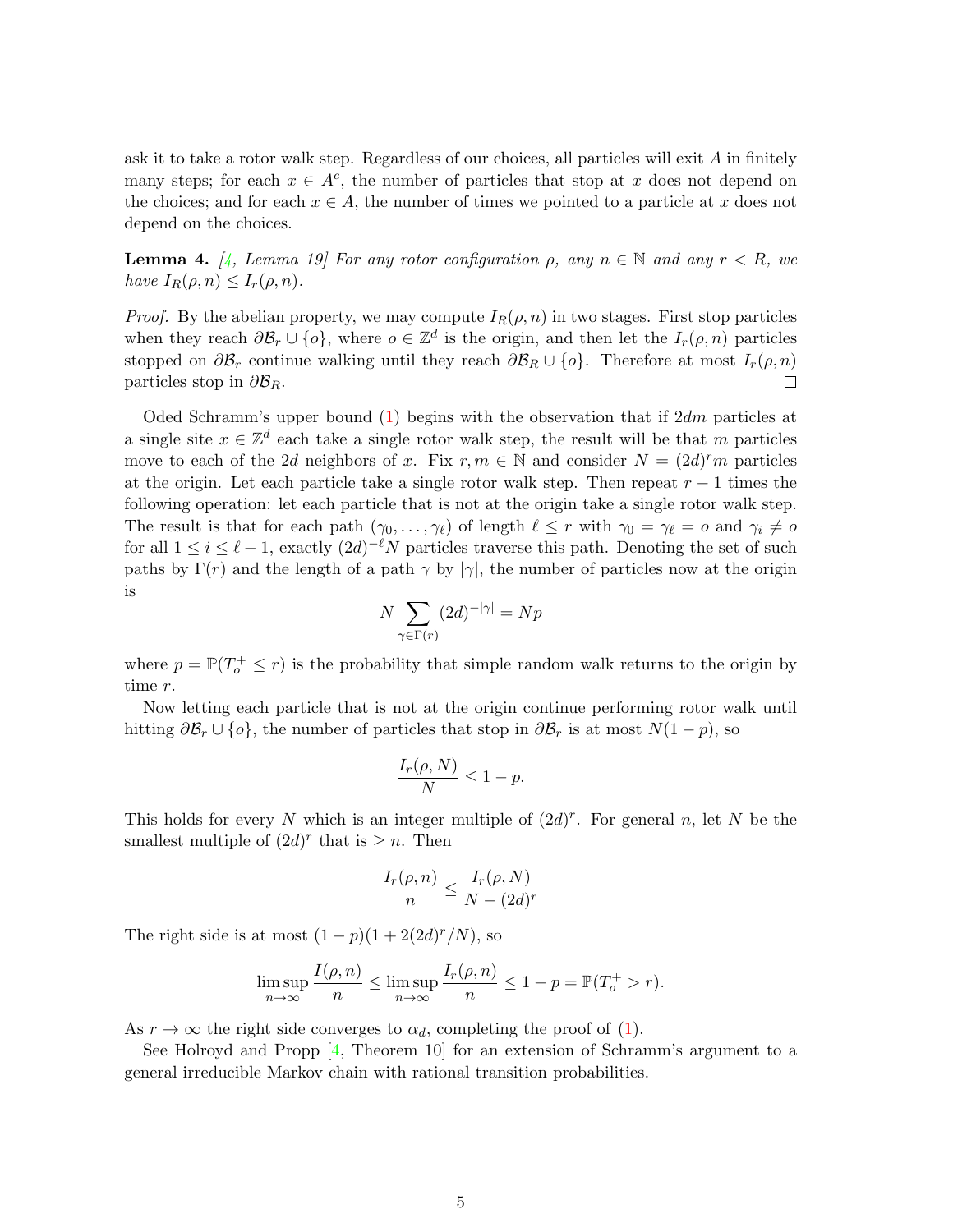ask it to take a rotor walk step. Regardless of our choices, all particles will exit $A$ in finitely many steps; for each $x \in A^c$, the number of particles that stop at $x$ does not depend on the choices; and for each $x \in A$, the number of times we pointed to a particle at $x$ does not depend on the choices.

**Lemma 4.** *[4, Lemma 19] For any rotor configuration $\rho$, any $n \in \mathbb{N}$ and any $r < R$, we have $I_R(\rho, n) \leq I_r(\rho, n)$.*

*Proof.* By the abelian property, we may compute $I_R(\rho, n)$ in two stages. First stop particles when they reach $\partial\mathcal{B}_r \cup \{o\}$, where $o \in \mathbb{Z}^d$ is the origin, and then let the $I_r(\rho, n)$ particles stopped on $\partial\mathcal{B}_r$ continue walking until they reach $\partial\mathcal{B}_R \cup \{o\}$. Therefore at most $I_r(\rho, n)$ particles stop in $\partial\mathcal{B}_R$. $\square$

Oded Schramm's upper bound (1) begins with the observation that if $2dm$ particles at a single site $x \in \mathbb{Z}^d$ each take a single rotor walk step, the result will be that $m$ particles move to each of the $2d$ neighbors of $x$. Fix $r, m \in \mathbb{N}$ and consider $N = (2d)^r m$ particles at the origin. Let each particle take a single rotor walk step. Then repeat $r - 1$ times the following operation: let each particle that is not at the origin take a single rotor walk step. The result is that for each path $(\gamma_0, \ldots, \gamma_\ell)$ of length $\ell \leq r$ with $\gamma_0 = \gamma_\ell = o$ and $\gamma_i \neq o$ for all $1 \leq i \leq \ell - 1$, exactly $(2d)^{-\ell} N$ particles traverse this path. Denoting the set of such paths by $\Gamma(r)$ and the length of a path $\gamma$ by $|\gamma|$, the number of particles now at the origin is

$$N \sum_{\gamma \in \Gamma(r)} (2d)^{-|\gamma|} = Np$$

where $p = \mathbb{P}(T_o^+ \leq r)$ is the probability that simple random walk returns to the origin by time $r$.

Now letting each particle that is not at the origin continue performing rotor walk until hitting $\partial\mathcal{B}_r \cup \{o\}$, the number of particles that stop in $\partial\mathcal{B}_r$ is at most $N(1-p)$, so

$$\frac{I_r(\rho, N)}{N} \leq 1 - p.$$

This holds for every $N$ which is an integer multiple of $(2d)^r$. For general $n$, let $N$ be the smallest multiple of $(2d)^r$ that is $\geq n$. Then

$$\frac{I_r(\rho, n)}{n} \leq \frac{I_r(\rho, N)}{N - (2d)^r}$$

The right side is at most $(1-p)(1 + 2(2d)^r/N)$, so

$$\limsup_{n\to\infty} \frac{I(\rho, n)}{n} \leq \limsup_{n\to\infty} \frac{I_r(\rho, n)}{n} \leq 1 - p = \mathbb{P}(T_o^+ > r).$$

As $r \to \infty$ the right side converges to $\alpha_d$, completing the proof of (1).

See Holroyd and Propp [4, Theorem 10] for an extension of Schramm's argument to a general irreducible Markov chain with rational transition probabilities.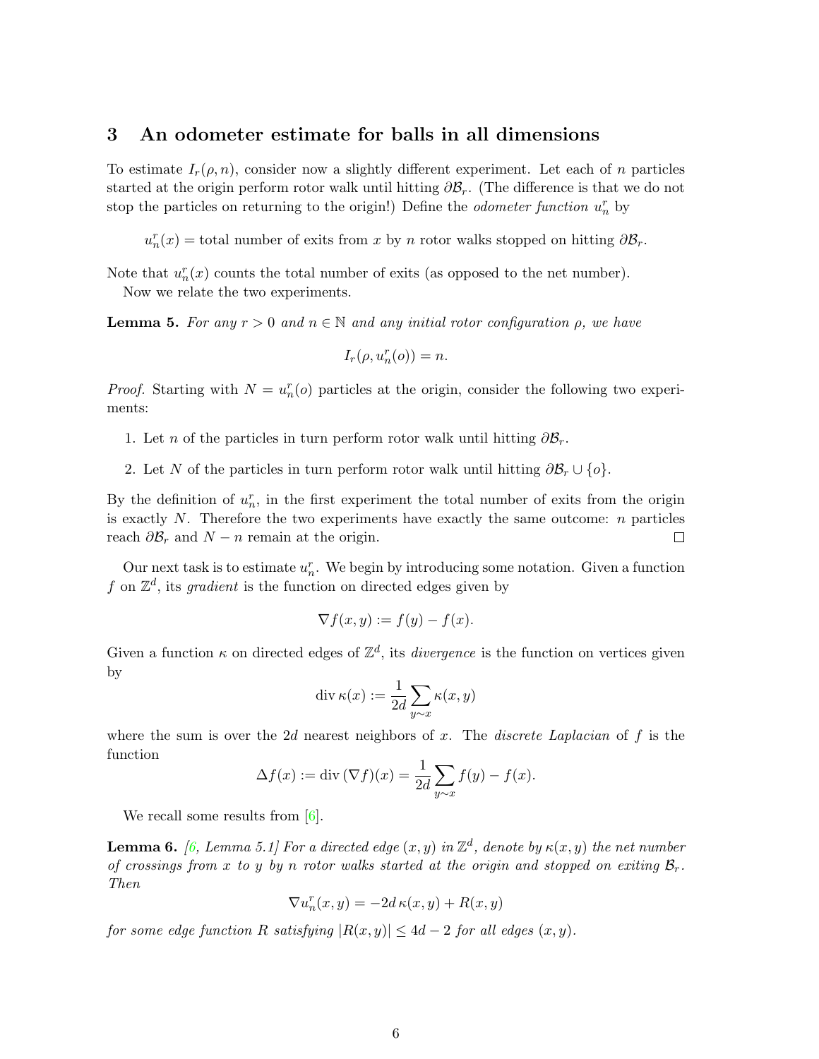## 3 An odometer estimate for balls in all dimensions

To estimate $I_r(\rho, n)$, consider now a slightly different experiment. Let each of $n$ particles started at the origin perform rotor walk until hitting $\partial\mathcal{B}_r$. (The difference is that we do not stop the particles on returning to the origin!) Define the *odometer function* $u_n^r$ by

$$u_n^r(x) = \text{total number of exits from } x \text{ by } n \text{ rotor walks stopped on hitting } \partial\mathcal{B}_r.$$

Note that $u_n^r(x)$ counts the total number of exits (as opposed to the net number).

Now we relate the two experiments.

**Lemma 5.** *For any $r > 0$ and $n \in \mathbb{N}$ and any initial rotor configuration $\rho$, we have*

$$I_r(\rho, u_n^r(o)) = n.$$

*Proof.* Starting with $N = u_n^r(o)$ particles at the origin, consider the following two experiments:

1. Let $n$ of the particles in turn perform rotor walk until hitting $\partial\mathcal{B}_r$.
2. Let $N$ of the particles in turn perform rotor walk until hitting $\partial\mathcal{B}_r \cup \{o\}$.

By the definition of $u_n^r$, in the first experiment the total number of exits from the origin is exactly $N$. Therefore the two experiments have exactly the same outcome: $n$ particles reach $\partial\mathcal{B}_r$ and $N - n$ remain at the origin. $\square$

Our next task is to estimate $u_n^r$. We begin by introducing some notation. Given a function $f$ on $\mathbb{Z}^d$, its *gradient* is the function on directed edges given by

$$\nabla f(x, y) := f(y) - f(x).$$

Given a function $\kappa$ on directed edges of $\mathbb{Z}^d$, its *divergence* is the function on vertices given by

$$\operatorname{div} \kappa(x) := \frac{1}{2d} \sum_{y \sim x} \kappa(x, y)$$

where the sum is over the $2d$ nearest neighbors of $x$. The *discrete Laplacian* of $f$ is the function

$$\Delta f(x) := \operatorname{div}(\nabla f)(x) = \frac{1}{2d} \sum_{y \sim x} f(y) - f(x).$$

We recall some results from [6].

**Lemma 6.** *[6, Lemma 5.1] For a directed edge $(x, y)$ in $\mathbb{Z}^d$, denote by $\kappa(x, y)$ the net number of crossings from $x$ to $y$ by $n$ rotor walks started at the origin and stopped on exiting $\mathcal{B}_r$. Then*

$$\nabla u_n^r(x, y) = -2d\,\kappa(x, y) + R(x, y)$$

*for some edge function $R$ satisfying $|R(x, y)| \leq 4d - 2$ for all edges $(x, y)$.*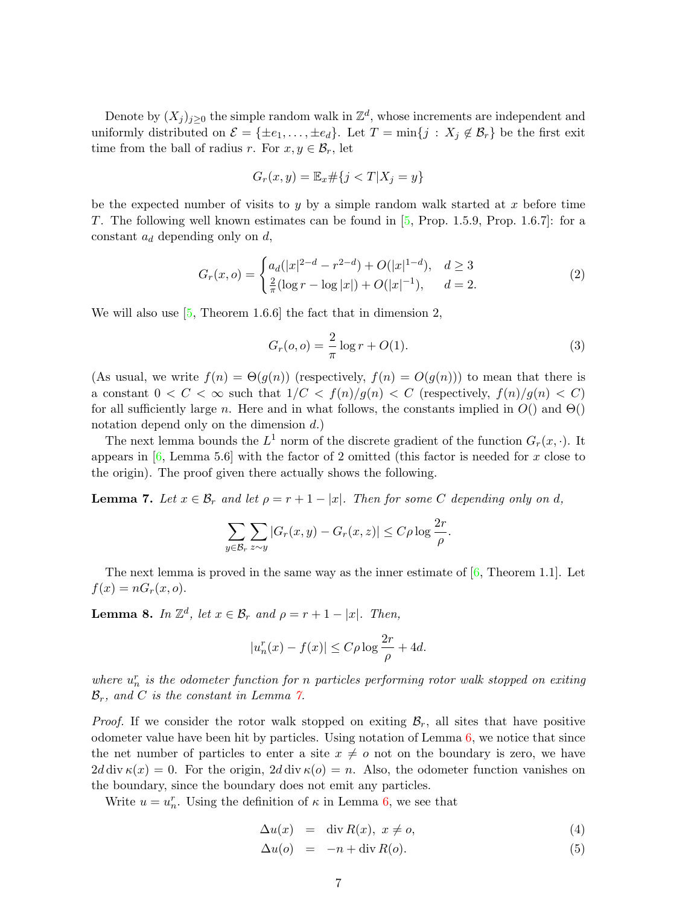Denote by $(X_j)_{j\geq 0}$ the simple random walk in $\mathbb{Z}^d$, whose increments are independent and uniformly distributed on $\mathcal{E} = \{\pm e_1, \ldots, \pm e_d\}$. Let $T = \min\{j : X_j \notin \mathcal{B}_r\}$ be the first exit time from the ball of radius $r$. For $x, y \in \mathcal{B}_r$, let

$$G_r(x,y) = \mathbb{E}_x \#\{j < T | X_j = y\}$$

be the expected number of visits to $y$ by a simple random walk started at $x$ before time $T$. The following well known estimates can be found in [5, Prop. 1.5.9, Prop. 1.6.7]: for a constant $a_d$ depending only on $d$,

$$G_r(x,o) = \begin{cases} a_d(|x|^{2-d} - r^{2-d}) + O(|x|^{1-d}), & d \geq 3 \\ \frac{2}{\pi}(\log r - \log |x|) + O(|x|^{-1}), & d = 2. \end{cases} \tag{2}$$

We will also use [5, Theorem 1.6.6] the fact that in dimension 2,

$$G_r(o,o) = \frac{2}{\pi} \log r + O(1). \tag{3}$$

(As usual, we write $f(n) = \Theta(g(n))$ (respectively, $f(n) = O(g(n))$) to mean that there is a constant $0 < C < \infty$ such that $1/C < f(n)/g(n) < C$ (respectively, $f(n)/g(n) < C$) for all sufficiently large $n$. Here and in what follows, the constants implied in $O()$ and $\Theta()$ notation depend only on the dimension $d$.)

The next lemma bounds the $L^1$ norm of the discrete gradient of the function $G_r(x, \cdot)$. It appears in [6, Lemma 5.6] with the factor of 2 omitted (this factor is needed for $x$ close to the origin). The proof given there actually shows the following.

**Lemma 7.** *Let $x \in \mathcal{B}_r$ and let $\rho = r + 1 - |x|$. Then for some $C$ depending only on $d$,*

$$\sum_{y \in \mathcal{B}_r} \sum_{z \sim y} |G_r(x,y) - G_r(x,z)| \leq C\rho \log \frac{2r}{\rho}.$$

The next lemma is proved in the same way as the inner estimate of [6, Theorem 1.1]. Let $f(x) = nG_r(x,o)$.

**Lemma 8.** *In $\mathbb{Z}^d$, let $x \in \mathcal{B}_r$ and $\rho = r + 1 - |x|$. Then,*

$$|u_n^r(x) - f(x)| \leq C\rho \log \frac{2r}{\rho} + 4d.$$

*where $u_n^r$ is the odometer function for $n$ particles performing rotor walk stopped on exiting $\mathcal{B}_r$, and $C$ is the constant in Lemma 7.*

*Proof.* If we consider the rotor walk stopped on exiting $\mathcal{B}_r$, all sites that have positive odometer value have been hit by particles. Using notation of Lemma 6, we notice that since the net number of particles to enter a site $x \neq o$ not on the boundary is zero, we have $2d \operatorname{div} \kappa(x) = 0$. For the origin, $2d \operatorname{div} \kappa(o) = n$. Also, the odometer function vanishes on the boundary, since the boundary does not emit any particles.

Write $u = u_n^r$. Using the definition of $\kappa$ in Lemma 6, we see that

$$\Delta u(x) = \operatorname{div} R(x), \; x \neq o, \tag{4}$$

$$\Delta u(o) = -n + \operatorname{div} R(o). \tag{5}$$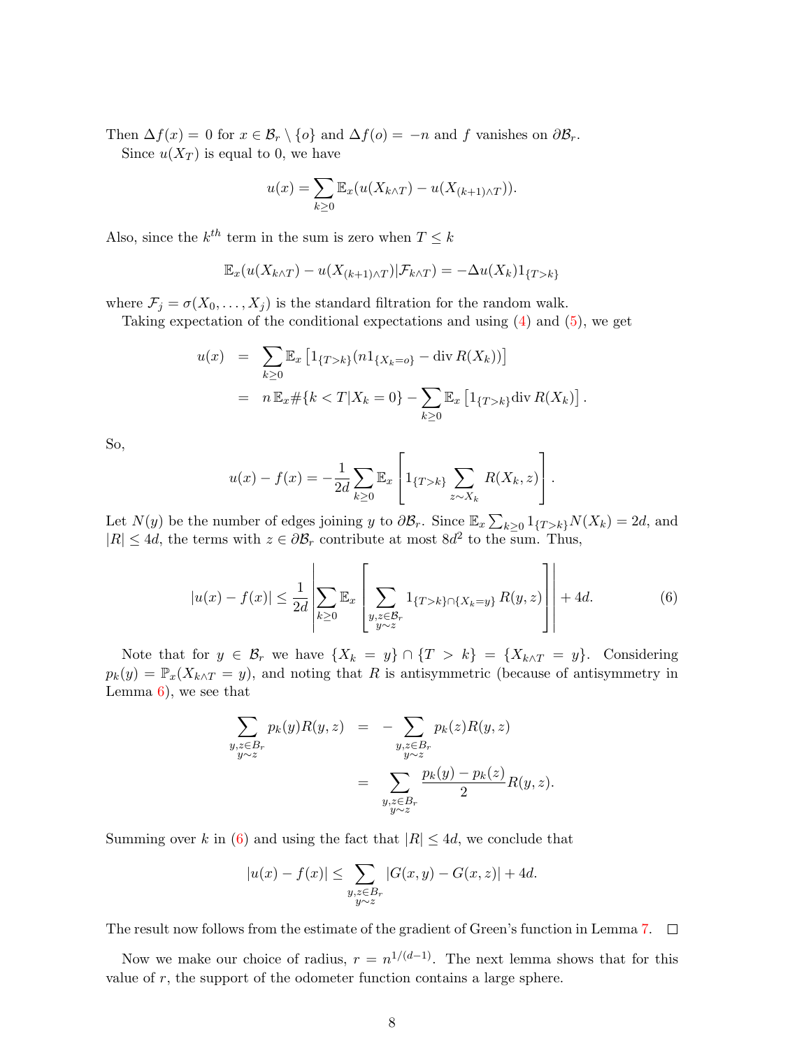Then $\Delta f(x) = 0$ for $x \in \mathcal{B}_r \setminus \{o\}$ and $\Delta f(o) = -n$ and $f$ vanishes on $\partial\mathcal{B}_r$.

Since $u(X_T)$ is equal to 0, we have

$$u(x) = \sum_{k \geq 0} \mathbb{E}_x(u(X_{k\wedge T}) - u(X_{(k+1)\wedge T})).$$

Also, since the $k^{th}$ term in the sum is zero when $T \leq k$

$$\mathbb{E}_x(u(X_{k\wedge T}) - u(X_{(k+1)\wedge T})|\mathcal{F}_{k\wedge T}) = -\Delta u(X_k)1_{\{T>k\}}$$

where $\mathcal{F}_j = \sigma(X_0, \ldots, X_j)$ is the standard filtration for the random walk.

Taking expectation of the conditional expectations and using (4) and (5), we get

$$\begin{aligned}
u(x) &= \sum_{k\geq 0} \mathbb{E}_x\left[1_{\{T>k\}}(n1_{\{X_k=o\}} - \operatorname{div} R(X_k))\right] \\
&= n\,\mathbb{E}_x\#\{k < T | X_k = 0\} - \sum_{k\geq 0} \mathbb{E}_x\left[1_{\{T>k\}}\operatorname{div} R(X_k)\right].
\end{aligned}$$

So,

$$u(x) - f(x) = -\frac{1}{2d}\sum_{k\geq 0}\mathbb{E}_x\left[1_{\{T>k\}}\sum_{z\sim X_k} R(X_k, z)\right].$$

Let $N(y)$ be the number of edges joining $y$ to $\partial\mathcal{B}_r$. Since $\mathbb{E}_x \sum_{k\geq 0} 1_{\{T>k\}}N(X_k) = 2d$, and $|R| \leq 4d$, the terms with $z \in \partial\mathcal{B}_r$ contribute at most $8d^2$ to the sum. Thus,

$$|u(x) - f(x)| \leq \frac{1}{2d}\left|\sum_{k\geq 0}\mathbb{E}_x\left[\sum_{\substack{y,z\in\mathcal{B}_r\\ y\sim z}} 1_{\{T>k\}\cap\{X_k=y\}}R(y,z)\right]\right| + 4d. \tag{6}$$

Note that for $y \in \mathcal{B}_r$ we have $\{X_k = y\} \cap \{T > k\} = \{X_{k\wedge T} = y\}$. Considering $p_k(y) = \mathbb{P}_x(X_{k\wedge T} = y)$, and noting that $R$ is antisymmetric (because of antisymmetry in Lemma 6), we see that

$$\begin{aligned}
\sum_{\substack{y,z\in B_r\\ y\sim z}} p_k(y)R(y,z) &= -\sum_{\substack{y,z\in B_r\\ y\sim z}} p_k(z)R(y,z) \\
&= \sum_{\substack{y,z\in B_r\\ y\sim z}} \frac{p_k(y) - p_k(z)}{2}R(y,z).
\end{aligned}$$

Summing over $k$ in (6) and using the fact that $|R| \leq 4d$, we conclude that

$$|u(x) - f(x)| \leq \sum_{\substack{y,z\in B_r\\ y\sim z}} |G(x,y) - G(x,z)| + 4d.$$

The result now follows from the estimate of the gradient of Green's function in Lemma 7. $\square$

Now we make our choice of radius, $r = n^{1/(d-1)}$. The next lemma shows that for this value of $r$, the support of the odometer function contains a large sphere.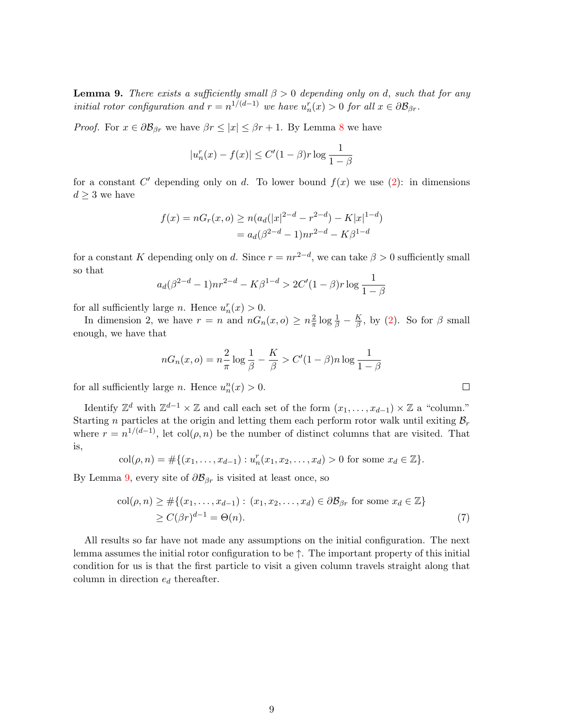**Lemma 9.** *There exists a sufficiently small $\beta > 0$ depending only on $d$, such that for any initial rotor configuration and $r = n^{1/(d-1)}$ we have $u_n^r(x) > 0$ for all $x \in \partial\mathcal{B}_{\beta r}$.*

*Proof.* For $x \in \partial\mathcal{B}_{\beta r}$ we have $\beta r \le |x| \le \beta r + 1$. By Lemma 8 we have

$$|u_n^r(x) - f(x)| \le C'(1-\beta) r \log \frac{1}{1-\beta}$$

for a constant $C'$ depending only on $d$. To lower bound $f(x)$ we use (2): in dimensions $d \ge 3$ we have

$$\begin{aligned} f(x) = nG_r(x,o) &\ge n(a_d(|x|^{2-d} - r^{2-d}) - K|x|^{1-d}) \\ &= a_d(\beta^{2-d} - 1)nr^{2-d} - K\beta^{1-d} \end{aligned}$$

for a constant $K$ depending only on $d$. Since $r = nr^{2-d}$, we can take $\beta > 0$ sufficiently small so that

$$a_d(\beta^{2-d} - 1)nr^{2-d} - K\beta^{1-d} > 2C'(1-\beta) r \log \frac{1}{1-\beta}$$

for all sufficiently large $n$. Hence $u_n^r(x) > 0$.

In dimension 2, we have $r = n$ and $nG_n(x,o) \ge n\frac{2}{\pi}\log\frac{1}{\beta} - \frac{K}{\beta}$, by (2). So for $\beta$ small enough, we have that

$$nG_n(x,o) = n\frac{2}{\pi}\log\frac{1}{\beta} - \frac{K}{\beta} > C'(1-\beta) n \log \frac{1}{1-\beta}$$

for all sufficiently large $n$. Hence $u_n^n(x) > 0$. $\square$

Identify $\mathbb{Z}^d$ with $\mathbb{Z}^{d-1} \times \mathbb{Z}$ and call each set of the form $(x_1, \ldots, x_{d-1}) \times \mathbb{Z}$ a "column." Starting $n$ particles at the origin and letting them each perform rotor walk until exiting $\mathcal{B}_r$ where $r = n^{1/(d-1)}$, let $\mathrm{col}(\rho, n)$ be the number of distinct columns that are visited. That is,

$$\mathrm{col}(\rho, n) = \#\{(x_1, \ldots, x_{d-1}) : u_n^r(x_1, x_2, \ldots, x_d) > 0 \text{ for some } x_d \in \mathbb{Z}\}.$$

By Lemma 9, every site of $\partial\mathcal{B}_{\beta r}$ is visited at least once, so

$$\begin{aligned} \mathrm{col}(\rho, n) &\ge \#\{(x_1, \ldots, x_{d-1}) : (x_1, x_2, \ldots, x_d) \in \partial\mathcal{B}_{\beta r} \text{ for some } x_d \in \mathbb{Z}\} \\ &\ge C(\beta r)^{d-1} = \Theta(n). \end{aligned} \tag{7}$$

All results so far have not made any assumptions on the initial configuration. The next lemma assumes the initial rotor configuration to be $\uparrow$. The important property of this initial condition for us is that the first particle to visit a given column travels straight along that column in direction $e_d$ thereafter.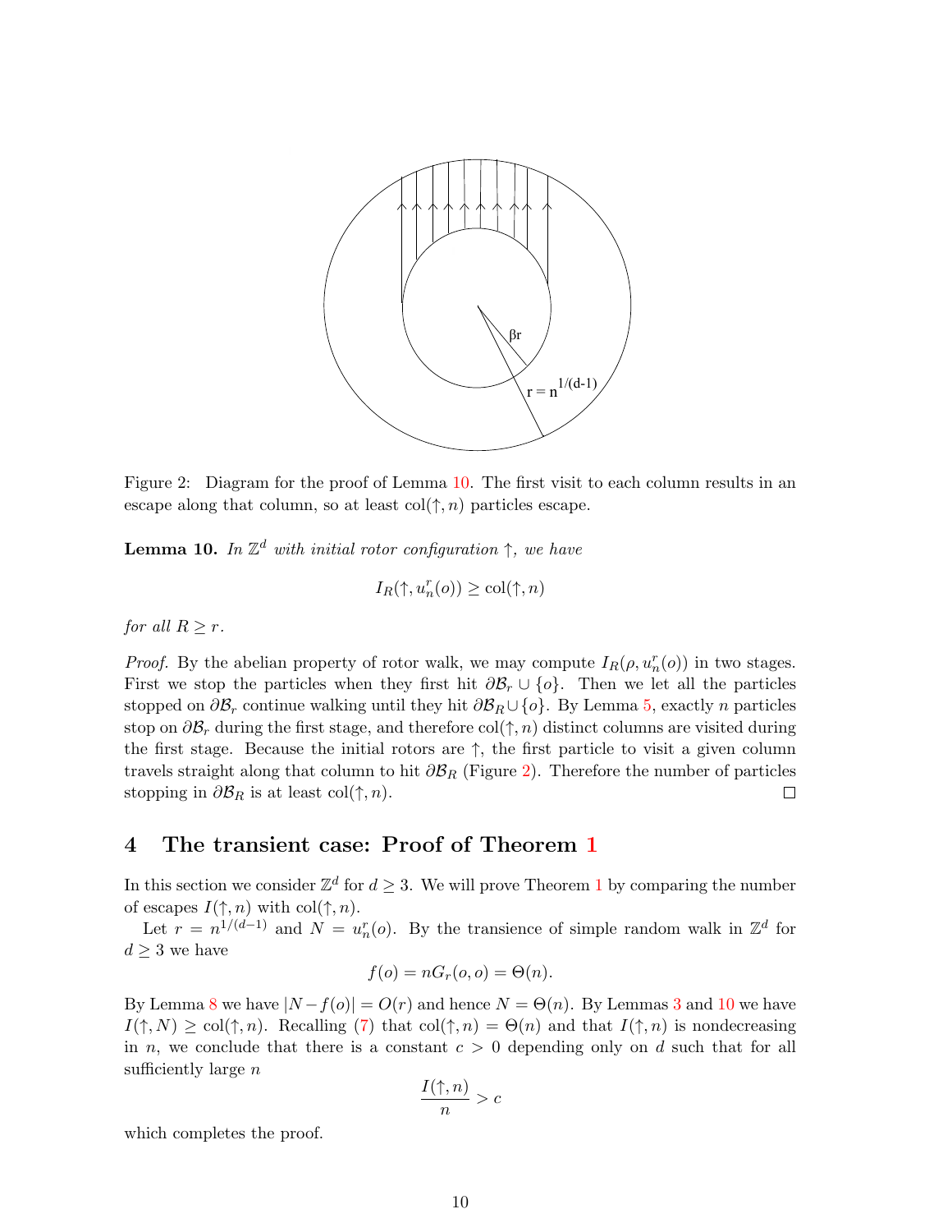Figure 2: Diagram for the proof of Lemma 10. The first visit to each column results in an escape along that column, so at least $\text{col}(\uparrow, n)$ particles escape.

**Lemma 10.** *In $\mathbb{Z}^d$ with initial rotor configuration $\uparrow$, we have*

$$I_R(\uparrow, u_n^r(o)) \geq \text{col}(\uparrow, n)$$

*for all $R \geq r$.*

*Proof.* By the abelian property of rotor walk, we may compute $I_R(\rho, u_n^r(o))$ in two stages. First we stop the particles when they first hit $\partial\mathcal{B}_r \cup \{o\}$. Then we let all the particles stopped on $\partial\mathcal{B}_r$ continue walking until they hit $\partial\mathcal{B}_R \cup \{o\}$. By Lemma 5, exactly $n$ particles stop on $\partial\mathcal{B}_r$ during the first stage, and therefore $\text{col}(\uparrow, n)$ distinct columns are visited during the first stage. Because the initial rotors are $\uparrow$, the first particle to visit a given column travels straight along that column to hit $\partial\mathcal{B}_R$ (Figure 2). Therefore the number of particles stopping in $\partial\mathcal{B}_R$ is at least $\text{col}(\uparrow, n)$. $\square$

## 4 The transient case: Proof of Theorem 1

In this section we consider $\mathbb{Z}^d$ for $d \geq 3$. We will prove Theorem 1 by comparing the number of escapes $I(\uparrow, n)$ with $\text{col}(\uparrow, n)$.

Let $r = n^{1/(d-1)}$ and $N = u_n^r(o)$. By the transience of simple random walk in $\mathbb{Z}^d$ for $d \geq 3$ we have

$$f(o) = nG_r(o, o) = \Theta(n).$$

By Lemma 8 we have $|N - f(o)| = O(r)$ and hence $N = \Theta(n)$. By Lemmas 3 and 10 we have $I(\uparrow, N) \geq \text{col}(\uparrow, n)$. Recalling (7) that $\text{col}(\uparrow, n) = \Theta(n)$ and that $I(\uparrow, n)$ is nondecreasing in $n$, we conclude that there is a constant $c > 0$ depending only on $d$ such that for all sufficiently large $n$

$$\frac{I(\uparrow, n)}{n} > c$$

which completes the proof.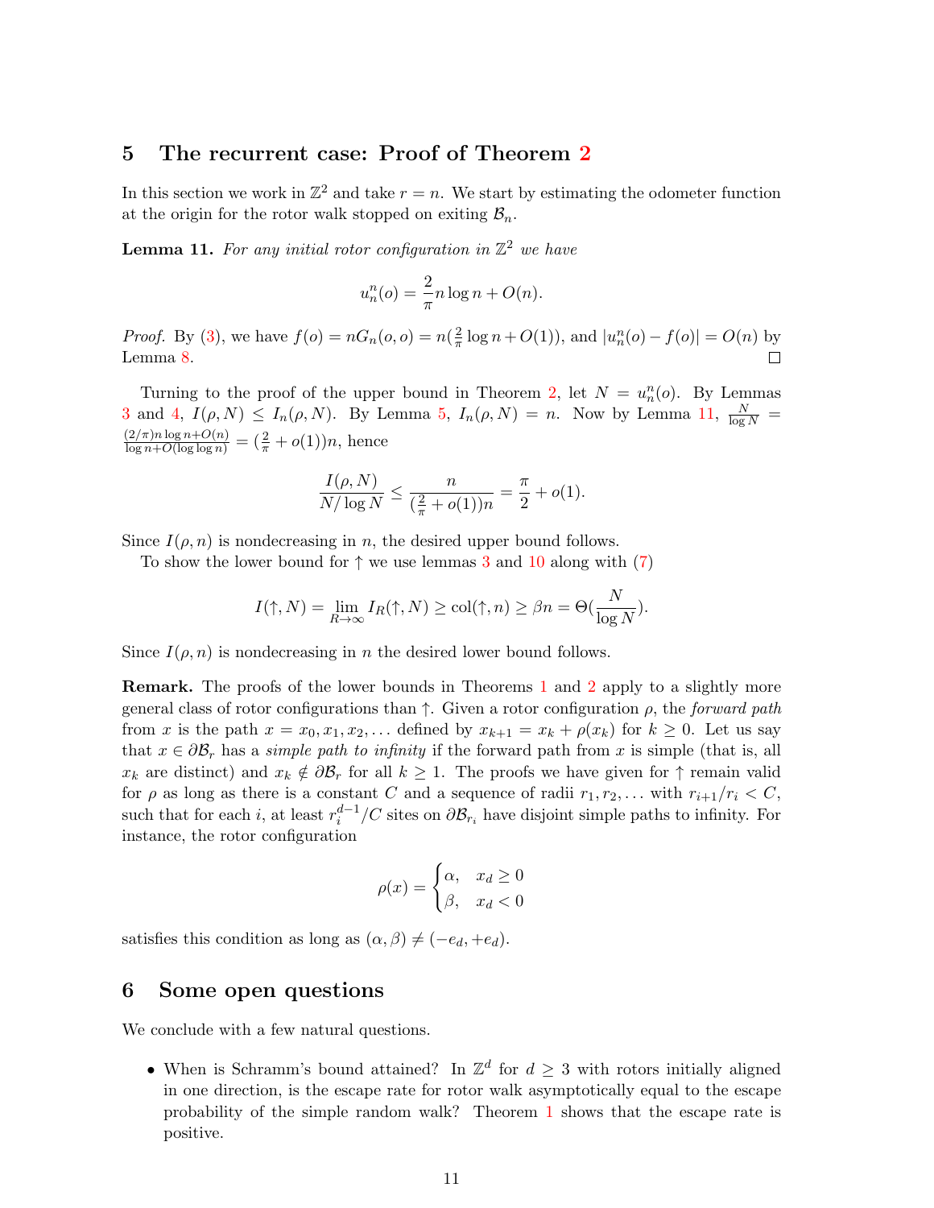## 5 The recurrent case: Proof of Theorem 2

In this section we work in $\mathbb{Z}^2$ and take $r = n$. We start by estimating the odometer function at the origin for the rotor walk stopped on exiting $\mathcal{B}_n$.

**Lemma 11.** *For any initial rotor configuration in $\mathbb{Z}^2$ we have*

$$u_n^n(o) = \frac{2}{\pi} n \log n + O(n).$$

*Proof.* By (3), we have $f(o) = nG_n(o, o) = n(\frac{2}{\pi} \log n + O(1))$, and $|u_n^n(o) - f(o)| = O(n)$ by Lemma 8. □

Turning to the proof of the upper bound in Theorem 2, let $N = u_n^n(o)$. By Lemmas 3 and 4, $I(\rho, N) \leq I_n(\rho, N)$. By Lemma 5, $I_n(\rho, N) = n$. Now by Lemma 11, $\frac{N}{\log N} = \frac{(2/\pi)n \log n + O(n)}{\log n + O(\log \log n)} = (\frac{2}{\pi} + o(1))n$, hence

$$\frac{I(\rho, N)}{N/\log N} \leq \frac{n}{(\frac{2}{\pi} + o(1))n} = \frac{\pi}{2} + o(1).$$

Since $I(\rho, n)$ is nondecreasing in $n$, the desired upper bound follows.

To show the lower bound for $\uparrow$ we use lemmas 3 and 10 along with (7)

$$I(\uparrow, N) = \lim_{R \to \infty} I_R(\uparrow, N) \geq \text{col}(\uparrow, n) \geq \beta n = \Theta(\frac{N}{\log N}).$$

Since $I(\rho, n)$ is nondecreasing in $n$ the desired lower bound follows.

**Remark.** The proofs of the lower bounds in Theorems 1 and 2 apply to a slightly more general class of rotor configurations than $\uparrow$. Given a rotor configuration $\rho$, the *forward path* from $x$ is the path $x = x_0, x_1, x_2, \ldots$ defined by $x_{k+1} = x_k + \rho(x_k)$ for $k \geq 0$. Let us say that $x \in \partial \mathcal{B}_r$ has a *simple path to infinity* if the forward path from $x$ is simple (that is, all $x_k$ are distinct) and $x_k \notin \partial \mathcal{B}_r$ for all $k \geq 1$. The proofs we have given for $\uparrow$ remain valid for $\rho$ as long as there is a constant $C$ and a sequence of radii $r_1, r_2, \ldots$ with $r_{i+1}/r_i < C$, such that for each $i$, at least $r_i^{d-1}/C$ sites on $\partial \mathcal{B}_{r_i}$ have disjoint simple paths to infinity. For instance, the rotor configuration

$$\rho(x) = \begin{cases} \alpha, & x_d \geq 0 \\ \beta, & x_d < 0 \end{cases}$$

satisfies this condition as long as $(\alpha, \beta) \neq (-e_d, +e_d)$.

## 6 Some open questions

We conclude with a few natural questions.

- When is Schramm's bound attained? In $\mathbb{Z}^d$ for $d \geq 3$ with rotors initially aligned in one direction, is the escape rate for rotor walk asymptotically equal to the escape probability of the simple random walk? Theorem 1 shows that the escape rate is positive.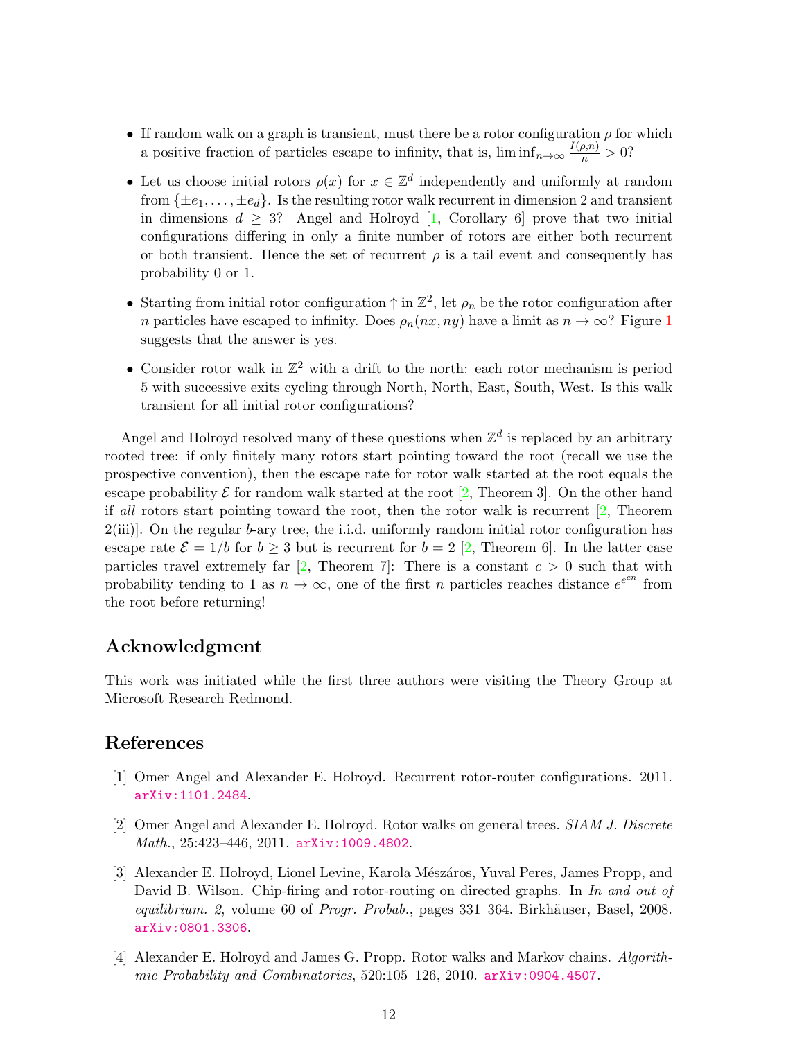- If random walk on a graph is transient, must there be a rotor configuration $\rho$ for which a positive fraction of particles escape to infinity, that is, $\liminf_{n\to\infty} \frac{I(\rho,n)}{n} > 0$?

- Let us choose initial rotors $\rho(x)$ for $x \in \mathbb{Z}^d$ independently and uniformly at random from $\{\pm e_1, \dots, \pm e_d\}$. Is the resulting rotor walk recurrent in dimension 2 and transient in dimensions $d \geq 3$? Angel and Holroyd [1, Corollary 6] prove that two initial configurations differing in only a finite number of rotors are either both recurrent or both transient. Hence the set of recurrent $\rho$ is a tail event and consequently has probability 0 or 1.

- Starting from initial rotor configuration $\uparrow$ in $\mathbb{Z}^2$, let $\rho_n$ be the rotor configuration after $n$ particles have escaped to infinity. Does $\rho_n(nx, ny)$ have a limit as $n \to \infty$? Figure 1 suggests that the answer is yes.

- Consider rotor walk in $\mathbb{Z}^2$ with a drift to the north: each rotor mechanism is period 5 with successive exits cycling through North, North, East, South, West. Is this walk transient for all initial rotor configurations?

Angel and Holroyd resolved many of these questions when $\mathbb{Z}^d$ is replaced by an arbitrary rooted tree: if only finitely many rotors start pointing toward the root (recall we use the prospective convention), then the escape rate for rotor walk started at the root equals the escape probability $\mathcal{E}$ for random walk started at the root [2, Theorem 3]. On the other hand if *all* rotors start pointing toward the root, then the rotor walk is recurrent [2, Theorem 2(iii)]. On the regular $b$-ary tree, the i.i.d. uniformly random initial rotor configuration has escape rate $\mathcal{E} = 1/b$ for $b \geq 3$ but is recurrent for $b = 2$ [2, Theorem 6]. In the latter case particles travel extremely far [2, Theorem 7]: There is a constant $c > 0$ such that with probability tending to 1 as $n \to \infty$, one of the first $n$ particles reaches distance $e^{e^{cn}}$ from the root before returning!

## Acknowledgment

This work was initiated while the first three authors were visiting the Theory Group at Microsoft Research Redmond.

## References

[1] Omer Angel and Alexander E. Holroyd. Recurrent rotor-router configurations. 2011. arXiv:1101.2484.

[2] Omer Angel and Alexander E. Holroyd. Rotor walks on general trees. *SIAM J. Discrete Math.*, 25:423–446, 2011. arXiv:1009.4802.

[3] Alexander E. Holroyd, Lionel Levine, Karola Mészáros, Yuval Peres, James Propp, and David B. Wilson. Chip-firing and rotor-routing on directed graphs. In *In and out of equilibrium. 2*, volume 60 of *Progr. Probab.*, pages 331–364. Birkhäuser, Basel, 2008. arXiv:0801.3306.

[4] Alexander E. Holroyd and James G. Propp. Rotor walks and Markov chains. *Algorithmic Probability and Combinatorics*, 520:105–126, 2010. arXiv:0904.4507.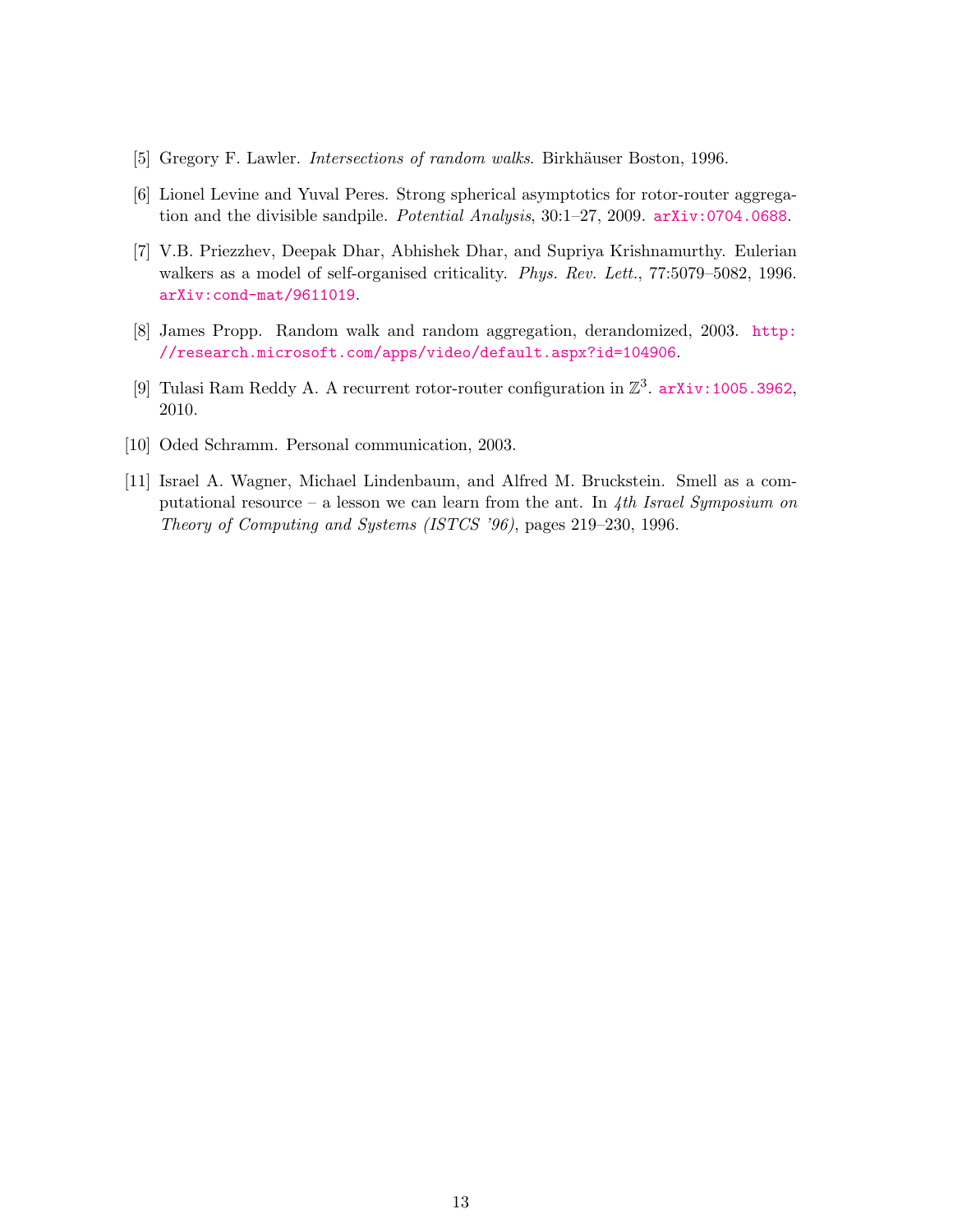[5] Gregory F. Lawler. *Intersections of random walks*. Birkhäuser Boston, 1996.

[6] Lionel Levine and Yuval Peres. Strong spherical asymptotics for rotor-router aggregation and the divisible sandpile. *Potential Analysis*, 30:1–27, 2009. arXiv:0704.0688.

[7] V.B. Priezzhev, Deepak Dhar, Abhishek Dhar, and Supriya Krishnamurthy. Eulerian walkers as a model of self-organised criticality. *Phys. Rev. Lett.*, 77:5079–5082, 1996. arXiv:cond-mat/9611019.

[8] James Propp. Random walk and random aggregation, derandomized, 2003. http://research.microsoft.com/apps/video/default.aspx?id=104906.

[9] Tulasi Ram Reddy A. A recurrent rotor-router configuration in $\mathbb{Z}^3$. arXiv:1005.3962, 2010.

[10] Oded Schramm. Personal communication, 2003.

[11] Israel A. Wagner, Michael Lindenbaum, and Alfred M. Bruckstein. Smell as a computational resource – a lesson we can learn from the ant. In *4th Israel Symposium on Theory of Computing and Systems (ISTCS '96)*, pages 219–230, 1996.